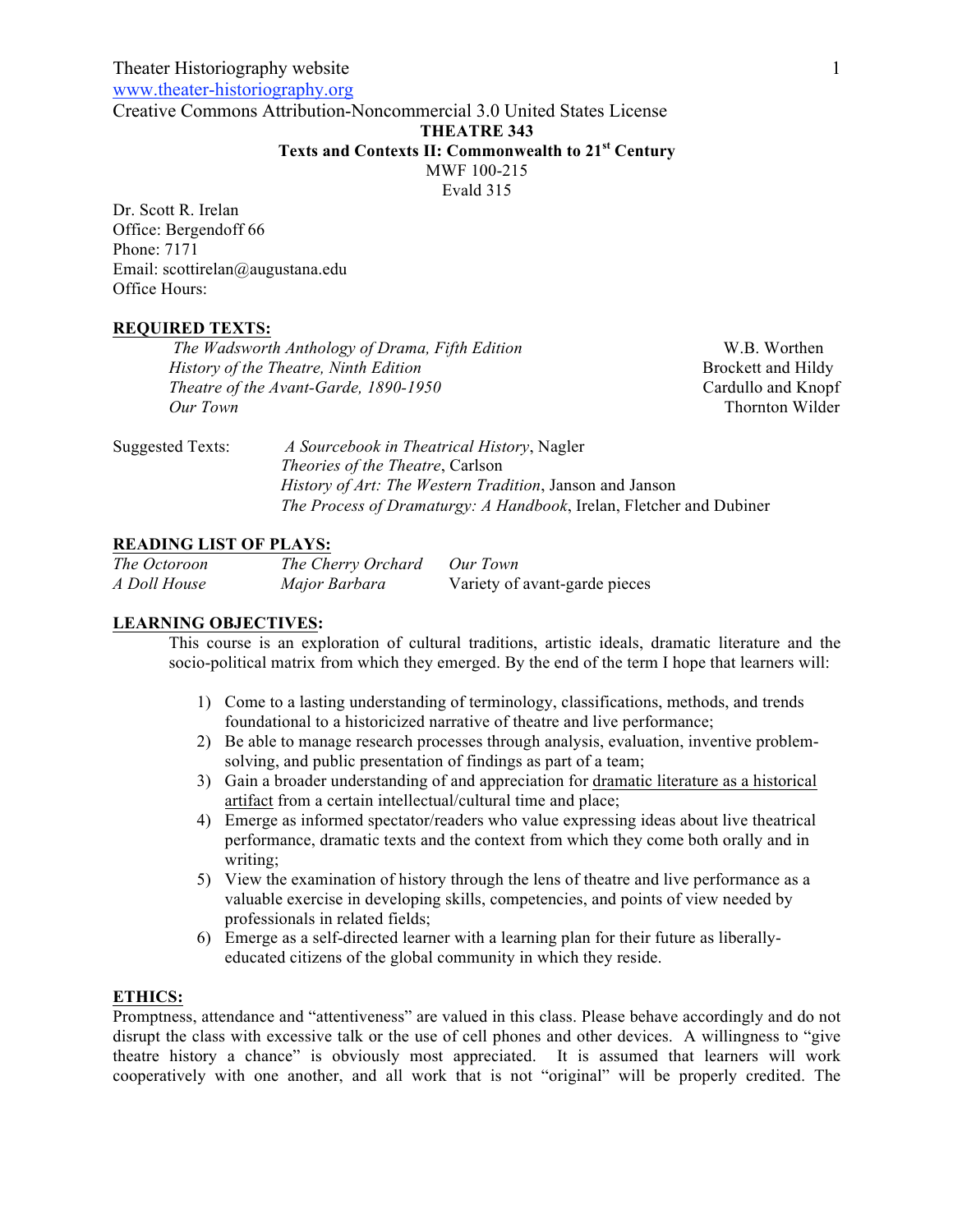Theater Historiography website
www.theater-historiography.org
Creative Commons Attribution-Noncommercial 3.0 United States License

**THEATRE 343**

**Texts and Contexts II: Commonwealth to 21st Century**

MWF 100-215

Evald 315

Dr. Scott R. Irelan
Office: Bergendoff 66
Phone: 7171
Email: scottirelan@augustana.edu
Office Hours:

## REQUIRED TEXTS:

| | |
|---|---|
| *The Wadsworth Anthology of Drama, Fifth Edition* | W.B. Worthen |
| *History of the Theatre, Ninth Edition* | Brockett and Hildy |
| *Theatre of the Avant-Garde, 1890-1950* | Cardullo and Knopf |
| *Our Town* | Thornton Wilder |

Suggested Texts:
- *A Sourcebook in Theatrical History*, Nagler
- *Theories of the Theatre*, Carlson
- *History of Art: The Western Tradition*, Janson and Janson
- *The Process of Dramaturgy: A Handbook*, Irelan, Fletcher and Dubiner

## READING LIST OF PLAYS:

| | | |
|---|---|---|
| *The Octoroon* | *The Cherry Orchard* | *Our Town* |
| *A Doll House* | *Major Barbara* | Variety of avant-garde pieces |

## LEARNING OBJECTIVES:

This course is an exploration of cultural traditions, artistic ideals, dramatic literature and the socio-political matrix from which they emerged. By the end of the term I hope that learners will:

1) Come to a lasting understanding of terminology, classifications, methods, and trends foundational to a historicized narrative of theatre and live performance;
2) Be able to manage research processes through analysis, evaluation, inventive problem-solving, and public presentation of findings as part of a team;
3) Gain a broader understanding of and appreciation for dramatic literature as a historical artifact from a certain intellectual/cultural time and place;
4) Emerge as informed spectator/readers who value expressing ideas about live theatrical performance, dramatic texts and the context from which they come both orally and in writing;
5) View the examination of history through the lens of theatre and live performance as a valuable exercise in developing skills, competencies, and points of view needed by professionals in related fields;
6) Emerge as a self-directed learner with a learning plan for their future as liberally-educated citizens of the global community in which they reside.

## ETHICS:

Promptness, attendance and "attentiveness" are valued in this class. Please behave accordingly and do not disrupt the class with excessive talk or the use of cell phones and other devices. A willingness to "give theatre history a chance" is obviously most appreciated. It is assumed that learners will work cooperatively with one another, and all work that is not "original" will be properly credited. The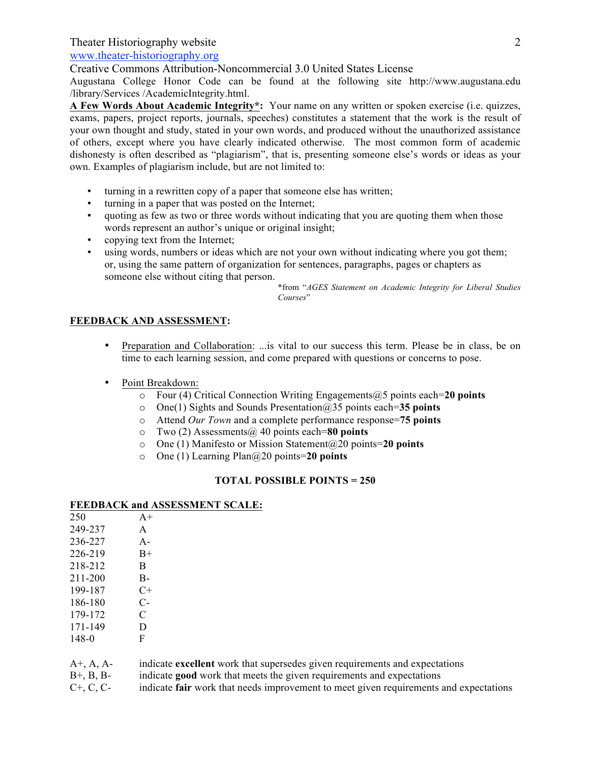Theater Historiography website
www.theater-historiography.org
Creative Commons Attribution-Noncommercial 3.0 United States License
Augustana College Honor Code can be found at the following site http://www.augustana.edu /library/Services /AcademicIntegrity.html.

**A Few Words About Academic Integrity*:** Your name on any written or spoken exercise (i.e. quizzes, exams, papers, project reports, journals, speeches) constitutes a statement that the work is the result of your own thought and study, stated in your own words, and produced without the unauthorized assistance of others, except where you have clearly indicated otherwise. The most common form of academic dishonesty is often described as "plagiarism", that is, presenting someone else's words or ideas as your own. Examples of plagiarism include, but are not limited to:

- turning in a rewritten copy of a paper that someone else has written;
- turning in a paper that was posted on the Internet;
- quoting as few as two or three words without indicating that you are quoting them when those words represent an author's unique or original insight;
- copying text from the Internet;
- using words, numbers or ideas which are not your own without indicating where you got them; or, using the same pattern of organization for sentences, paragraphs, pages or chapters as someone else without citing that person.

*from "*AGES Statement on Academic Integrity for Liberal Studies Courses*"

**FEEDBACK AND ASSESSMENT:**

- Preparation and Collaboration: ...is vital to our success this term. Please be in class, be on time to each learning session, and come prepared with questions or concerns to pose.

- Point Breakdown:
  - Four (4) Critical Connection Writing Engagements@5 points each=**20 points**
  - One(1) Sights and Sounds Presentation@35 points each=**35 points**
  - Attend *Our Town* and a complete performance response=**75 points**
  - Two (2) Assessments@ 40 points each=**80 points**
  - One (1) Manifesto or Mission Statement@20 points=**20 points**
  - One (1) Learning Plan@20 points=**20 points**

**TOTAL POSSIBLE POINTS = 250**

**FEEDBACK and ASSESSMENT SCALE:**

| Points | Grade |
|---|---|
| 250 | A+ |
| 249-237 | A |
| 236-227 | A- |
| 226-219 | B+ |
| 218-212 | B |
| 211-200 | B- |
| 199-187 | C+ |
| 186-180 | C- |
| 179-172 | C |
| 171-149 | D |
| 148-0 | F |

A+, A, A- indicate **excellent** work that supersedes given requirements and expectations
B+, B, B- indicate **good** work that meets the given requirements and expectations
C+, C, C- indicate **fair** work that needs improvement to meet given requirements and expectations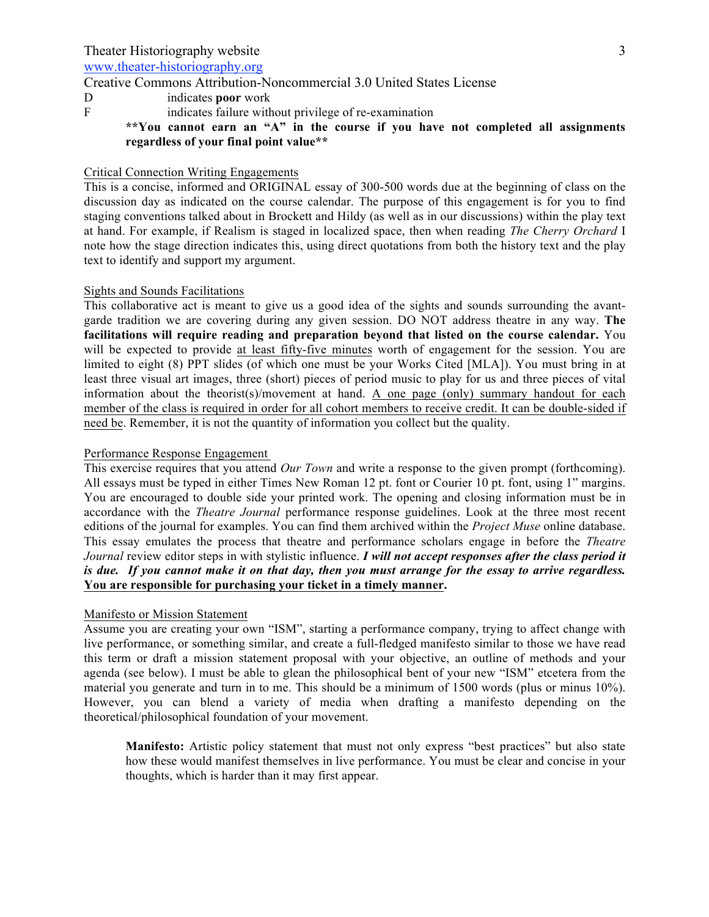D indicates **poor** work

F indicates failure without privilege of re-examination

**You cannot earn an "A" in the course if you have not completed all assignments regardless of your final point value**

## Critical Connection Writing Engagements

This is a concise, informed and ORIGINAL essay of 300-500 words due at the beginning of class on the discussion day as indicated on the course calendar. The purpose of this engagement is for you to find staging conventions talked about in Brockett and Hildy (as well as in our discussions) within the play text at hand. For example, if Realism is staged in localized space, then when reading *The Cherry Orchard* I note how the stage direction indicates this, using direct quotations from both the history text and the play text to identify and support my argument.

## Sights and Sounds Facilitations

This collaborative act is meant to give us a good idea of the sights and sounds surrounding the avant-garde tradition we are covering during any given session. DO NOT address theatre in any way. **The facilitations will require reading and preparation beyond that listed on the course calendar.** You will be expected to provide at least fifty-five minutes worth of engagement for the session. You are limited to eight (8) PPT slides (of which one must be your Works Cited [MLA]). You must bring in at least three visual art images, three (short) pieces of period music to play for us and three pieces of vital information about the theorist(s)/movement at hand. A one page (only) summary handout for each member of the class is required in order for all cohort members to receive credit. It can be double-sided if need be. Remember, it is not the quantity of information you collect but the quality.

## Performance Response Engagement

This exercise requires that you attend *Our Town* and write a response to the given prompt (forthcoming). All essays must be typed in either Times New Roman 12 pt. font or Courier 10 pt. font, using 1" margins. You are encouraged to double side your printed work. The opening and closing information must be in accordance with the *Theatre Journal* performance response guidelines. Look at the three most recent editions of the journal for examples. You can find them archived within the *Project Muse* online database. This essay emulates the process that theatre and performance scholars engage in before the *Theatre Journal* review editor steps in with stylistic influence. ***I will not accept responses after the class period it is due. If you cannot make it on that day, then you must arrange for the essay to arrive regardless.*** **You are responsible for purchasing your ticket in a timely manner.**

## Manifesto or Mission Statement

Assume you are creating your own "ISM", starting a performance company, trying to affect change with live performance, or something similar, and create a full-fledged manifesto similar to those we have read this term or draft a mission statement proposal with your objective, an outline of methods and your agenda (see below). I must be able to glean the philosophical bent of your new "ISM" etcetera from the material you generate and turn in to me. This should be a minimum of 1500 words (plus or minus 10%). However, you can blend a variety of media when drafting a manifesto depending on the theoretical/philosophical foundation of your movement.

> **Manifesto:** Artistic policy statement that must not only express "best practices" but also state how these would manifest themselves in live performance. You must be clear and concise in your thoughts, which is harder than it may first appear.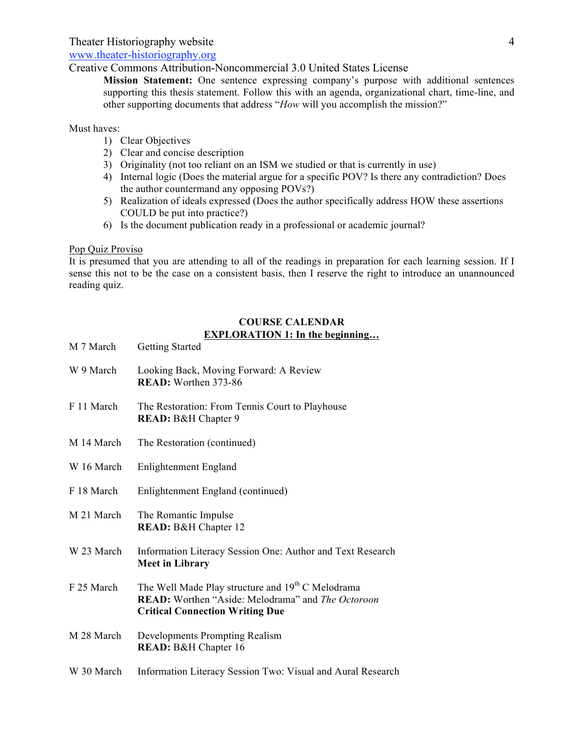Theater Historiography website
[www.theater-historiography.org](http://www.theater-historiography.org)
Creative Commons Attribution-Noncommercial 3.0 United States License

> **Mission Statement:** One sentence expressing company's purpose with additional sentences supporting this thesis statement. Follow this with an agenda, organizational chart, time-line, and other supporting documents that address "*How* will you accomplish the mission?"

Must haves:

1) Clear Objectives
2) Clear and concise description
3) Originality (not too reliant on an ISM we studied or that is currently in use)
4) Internal logic (Does the material argue for a specific POV? Is there any contradiction? Does the author countermand any opposing POVs?)
5) Realization of ideals expressed (Does the author specifically address HOW these assertions COULD be put into practice?)
6) Is the document publication ready in a professional or academic journal?

<u>Pop Quiz Proviso</u>

It is presumed that you are attending to all of the readings in preparation for each learning session. If I sense this not to be the case on a consistent basis, then I reserve the right to introduce an unannounced reading quiz.

## COURSE CALENDAR

### <u>EXPLORATION 1: In the beginning…</u>

| | |
|---|---|
| M 7 March | Getting Started |
| W 9 March | Looking Back, Moving Forward: A Review<br>**READ:** Worthen 373-86 |
| F 11 March | The Restoration: From Tennis Court to Playhouse<br>**READ:** B&H Chapter 9 |
| M 14 March | The Restoration (continued) |
| W 16 March | Enlightenment England |
| F 18 March | Enlightenment England (continued) |
| M 21 March | The Romantic Impulse<br>**READ:** B&H Chapter 12 |
| W 23 March | Information Literacy Session One: Author and Text Research<br>**Meet in Library** |
| F 25 March | The Well Made Play structure and 19th C Melodrama<br>**READ:** Worthen "Aside: Melodrama" and *The Octoroon*<br>**Critical Connection Writing Due** |
| M 28 March | Developments Prompting Realism<br>**READ:** B&H Chapter 16 |
| W 30 March | Information Literacy Session Two: Visual and Aural Research |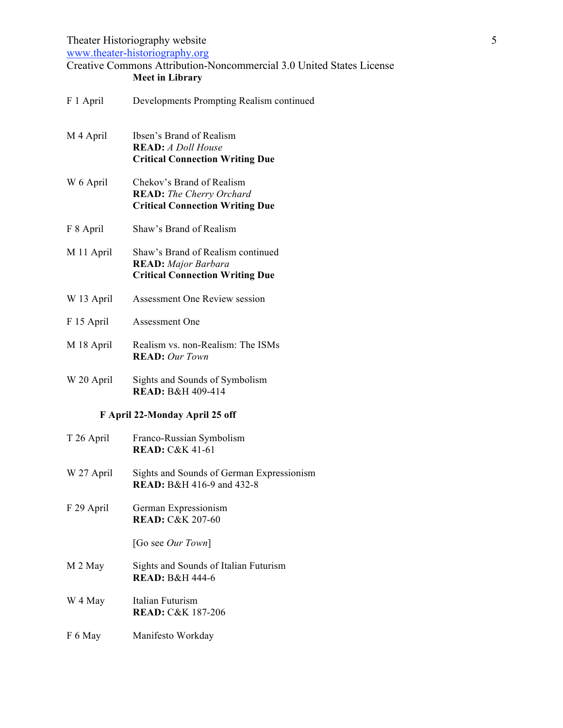**Meet in Library**

| | |
|---|---|
| F 1 April | Developments Prompting Realism continued |
| M 4 April | Ibsen's Brand of Realism<br>**READ:** *A Doll House*<br>**Critical Connection Writing Due** |
| W 6 April | Chekov's Brand of Realism<br>**READ:** *The Cherry Orchard*<br>**Critical Connection Writing Due** |
| F 8 April | Shaw's Brand of Realism |
| M 11 April | Shaw's Brand of Realism continued<br>**READ:** *Major Barbara*<br>**Critical Connection Writing Due** |
| W 13 April | Assessment One Review session |
| F 15 April | Assessment One |
| M 18 April | Realism vs. non-Realism: The ISMs<br>**READ:** *Our Town* |
| W 20 April | Sights and Sounds of Symbolism<br>**READ:** B&H 409-414 |

**F April 22-Monday April 25 off**

| | |
|---|---|
| T 26 April | Franco-Russian Symbolism<br>**READ:** C&K 41-61 |
| W 27 April | Sights and Sounds of German Expressionism<br>**READ:** B&H 416-9 and 432-8 |
| F 29 April | German Expressionism<br>**READ:** C&K 207-60<br><br>[Go see *Our Town*] |
| M 2 May | Sights and Sounds of Italian Futurism<br>**READ:** B&H 444-6 |
| W 4 May | Italian Futurism<br>**READ:** C&K 187-206 |
| F 6 May | Manifesto Workday |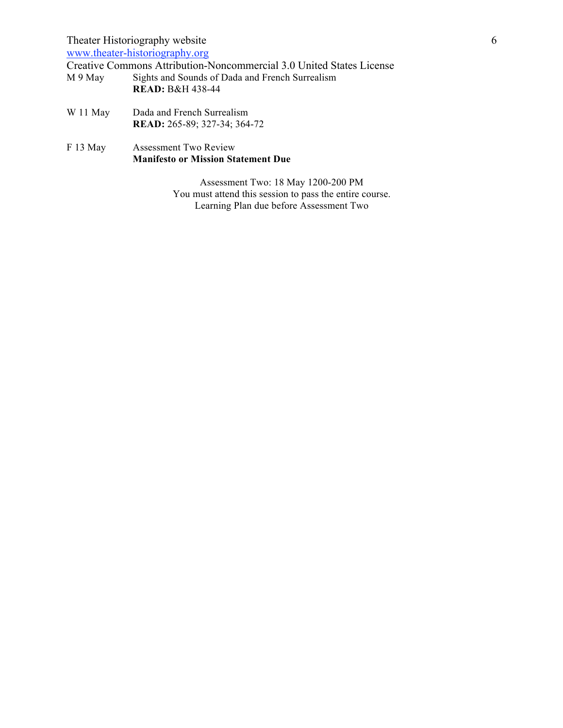| | |
|---|---|
| M 9 May | Sights and Sounds of Dada and French Surrealism<br>**READ:** B&H 438-44 |
| W 11 May | Dada and French Surrealism<br>**READ:** 265-89; 327-34; 364-72 |
| F 13 May | Assessment Two Review<br>**Manifesto or Mission Statement Due** |

Assessment Two: 18 May 1200-200 PM
You must attend this session to pass the entire course.
Learning Plan due before Assessment Two